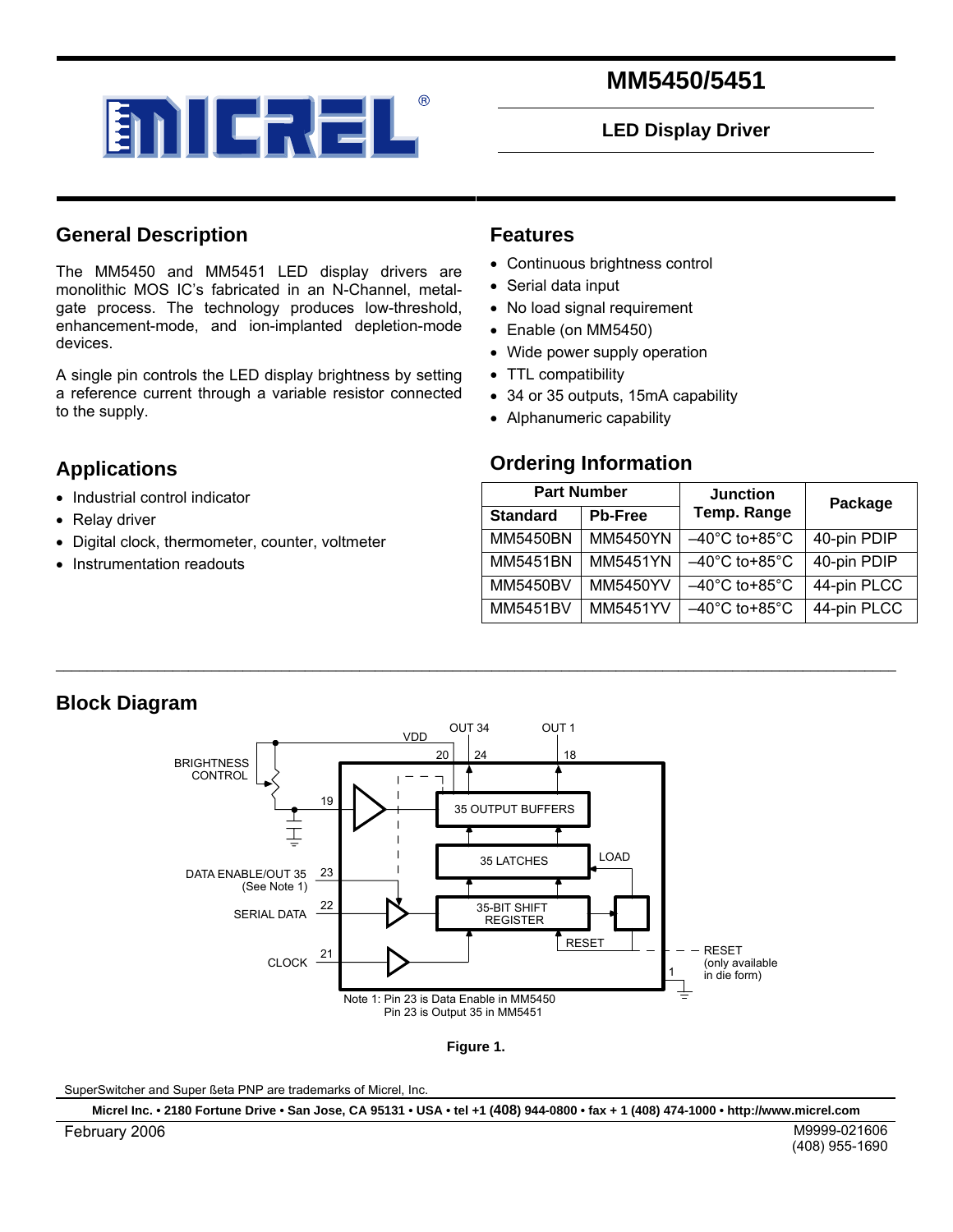# MM5450/5451

## LED Display Driver

## General Description

The MM5450 and MM5451 LED display drivers are monolithic MOS IC's fabricated in an N-Channel, metal-gate process. The technology produces low-threshold, enhancement-mode, and ion-implanted depletion-mode devices.

A single pin controls the LED display brightness by setting a reference current through a variable resistor connected to the supply.

## Features

- Continuous brightness control
- Serial data input
- No load signal requirement
- Enable (on MM5450)
- Wide power supply operation
- TTL compatibility
- 34 or 35 outputs, 15mA capability
- Alphanumeric capability

## Applications

- Industrial control indicator
- Relay driver
- Digital clock, thermometer, counter, voltmeter
- Instrumentation readouts

## Ordering Information

| Part Number | | Junction Temp. Range | Package |
|---|---|---|---|
| Standard | Pb-Free | | |
| MM5450BN | MM5450YN | –40°C to+85°C | 40-pin PDIP |
| MM5451BN | MM5451YN | –40°C to+85°C | 40-pin PDIP |
| MM5450BV | MM5450YV | –40°C to+85°C | 44-pin PLCC |
| MM5451BV | MM5451YV | –40°C to+85°C | 44-pin PLCC |

## Block Diagram

BRIGHTNESS CONTROL, VDD, OUT 34, OUT 1, 20, 24, 18, 19, 35 OUTPUT BUFFERS, 35 LATCHES, LOAD, DATA ENABLE/OUT 35 (See Note 1), 23, SERIAL DATA, 22, 35-BIT SHIFT REGISTER, RESET, CLOCK, 21, RESET (only available in die form), 1

Note 1: Pin 23 is Data Enable in MM5450
Pin 23 is Output 35 in MM5451

**Figure 1.**

SuperSwitcher and Super ßeta PNP are trademarks of Micrel, Inc.

Micrel Inc. • 2180 Fortune Drive • San Jose, CA 95131 • USA • tel +1 (408) 944-0800 • fax + 1 (408) 474-1000 • http://www.micrel.com

February 2006

M9999-021606
(408) 955-1690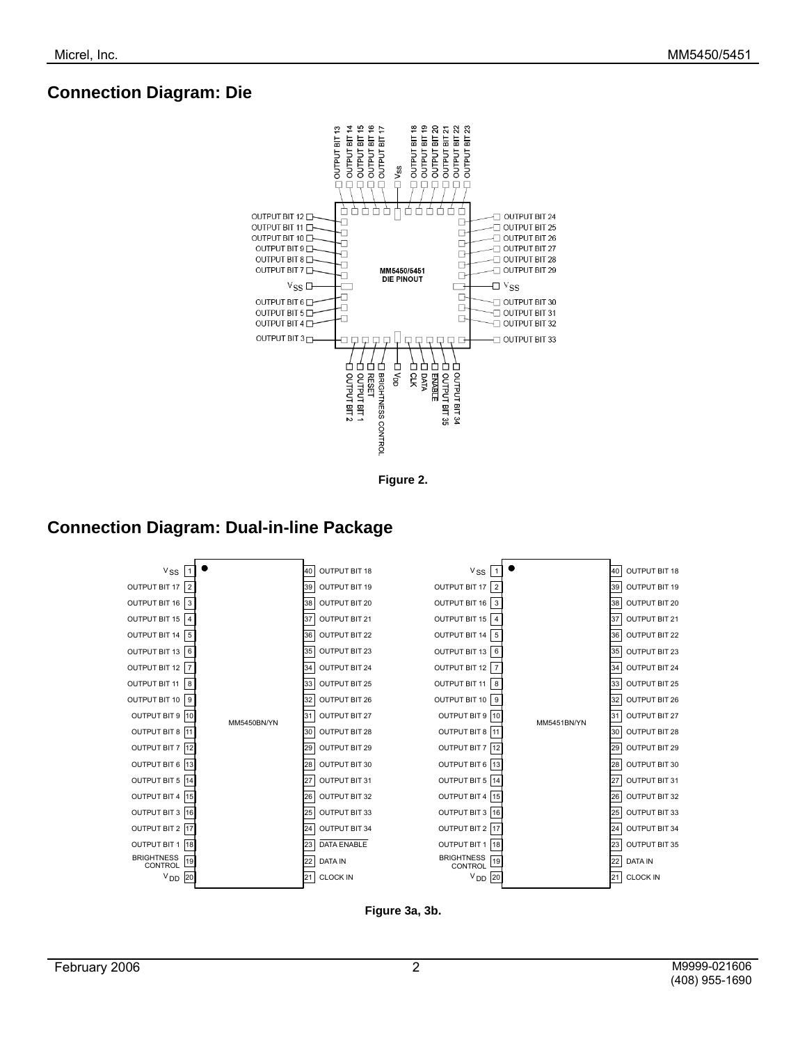## Connection Diagram: Die

OUTPUT BIT 13, OUTPUT BIT 14, OUTPUT BIT 15, OUTPUT BIT 16, OUTPUT BIT 17, $V_{SS}$, OUTPUT BIT 18, OUTPUT BIT 19, OUTPUT BIT 20, OUTPUT BIT 21, OUTPUT BIT 22, OUTPUT BIT 23

OUTPUT BIT 12, OUTPUT BIT 11, OUTPUT BIT 10, OUTPUT BIT 9, OUTPUT BIT 8, OUTPUT BIT 7, $V_{SS}$, OUTPUT BIT 6, OUTPUT BIT 5, OUTPUT BIT 4, OUTPUT BIT 3

MM5450/5451 DIE PINOUT

OUTPUT BIT 24, OUTPUT BIT 25, OUTPUT BIT 26, OUTPUT BIT 27, OUTPUT BIT 28, OUTPUT BIT 29, $V_{SS}$, OUTPUT BIT 30, OUTPUT BIT 31, OUTPUT BIT 32, OUTPUT BIT 33

OUTPUT BIT 2, OUTPUT BIT 1, RESET, BRIGHTNESS CONTROL, $V_{DD}$, CLK, DATA, ENABLE, OUTPUT BIT 35, OUTPUT BIT 34

**Figure 2.**

## Connection Diagram: Dual-in-line Package

**MM5450BN/YN**

| Pin | Function | Pin | Function |
|---|---|---|---|
| 1 | $V_{SS}$ | 40 | OUTPUT BIT 18 |
| 2 | OUTPUT BIT 17 | 39 | OUTPUT BIT 19 |
| 3 | OUTPUT BIT 16 | 38 | OUTPUT BIT 20 |
| 4 | OUTPUT BIT 15 | 37 | OUTPUT BIT 21 |
| 5 | OUTPUT BIT 14 | 36 | OUTPUT BIT 22 |
| 6 | OUTPUT BIT 13 | 35 | OUTPUT BIT 23 |
| 7 | OUTPUT BIT 12 | 34 | OUTPUT BIT 24 |
| 8 | OUTPUT BIT 11 | 33 | OUTPUT BIT 25 |
| 9 | OUTPUT BIT 10 | 32 | OUTPUT BIT 26 |
| 10 | OUTPUT BIT 9 | 31 | OUTPUT BIT 27 |
| 11 | OUTPUT BIT 8 | 30 | OUTPUT BIT 28 |
| 12 | OUTPUT BIT 7 | 29 | OUTPUT BIT 29 |
| 13 | OUTPUT BIT 6 | 28 | OUTPUT BIT 30 |
| 14 | OUTPUT BIT 5 | 27 | OUTPUT BIT 31 |
| 15 | OUTPUT BIT 4 | 26 | OUTPUT BIT 32 |
| 16 | OUTPUT BIT 3 | 25 | OUTPUT BIT 33 |
| 17 | OUTPUT BIT 2 | 24 | OUTPUT BIT 34 |
| 18 | OUTPUT BIT 1 | 23 | DATA ENABLE |
| 19 | BRIGHTNESS CONTROL | 22 | DATA IN |
| 20 | $V_{DD}$ | 21 | CLOCK IN |

**MM5451BN/YN**

| Pin | Function | Pin | Function |
|---|---|---|---|
| 1 | $V_{SS}$ | 40 | OUTPUT BIT 18 |
| 2 | OUTPUT BIT 17 | 39 | OUTPUT BIT 19 |
| 3 | OUTPUT BIT 16 | 38 | OUTPUT BIT 20 |
| 4 | OUTPUT BIT 15 | 37 | OUTPUT BIT 21 |
| 5 | OUTPUT BIT 14 | 36 | OUTPUT BIT 22 |
| 6 | OUTPUT BIT 13 | 35 | OUTPUT BIT 23 |
| 7 | OUTPUT BIT 12 | 34 | OUTPUT BIT 24 |
| 8 | OUTPUT BIT 11 | 33 | OUTPUT BIT 25 |
| 9 | OUTPUT BIT 10 | 32 | OUTPUT BIT 26 |
| 10 | OUTPUT BIT 9 | 31 | OUTPUT BIT 27 |
| 11 | OUTPUT BIT 8 | 30 | OUTPUT BIT 28 |
| 12 | OUTPUT BIT 7 | 29 | OUTPUT BIT 29 |
| 13 | OUTPUT BIT 6 | 28 | OUTPUT BIT 30 |
| 14 | OUTPUT BIT 5 | 27 | OUTPUT BIT 31 |
| 15 | OUTPUT BIT 4 | 26 | OUTPUT BIT 32 |
| 16 | OUTPUT BIT 3 | 25 | OUTPUT BIT 33 |
| 17 | OUTPUT BIT 2 | 24 | OUTPUT BIT 34 |
| 18 | OUTPUT BIT 1 | 23 | OUTPUT BIT 35 |
| 19 | BRIGHTNESS CONTROL | 22 | DATA IN |
| 20 | $V_{DD}$ | 21 | CLOCK IN |

**Figure 3a, 3b.**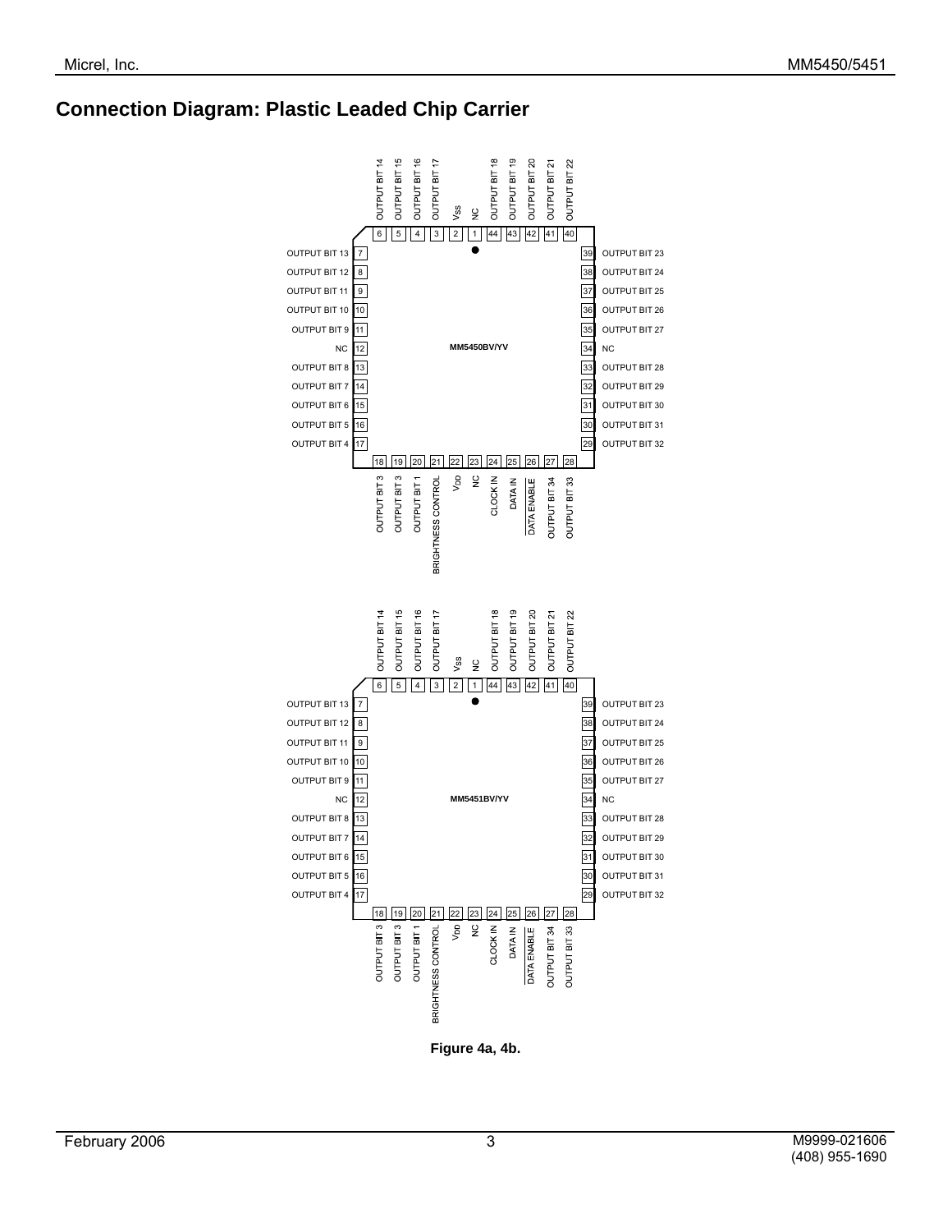## Connection Diagram: Plastic Leaded Chip Carrier

**MM5450BV/YV**

| Pin | Function | Pin | Function |
|---|---|---|---|
| 1 | NC | 23 | NC |
| 2 | $V_{SS}$ | 24 | CLOCK IN |
| 3 | OUTPUT BIT 17 | 25 | DATA IN |
| 4 | OUTPUT BIT 16 | 26 | DATA ENABLE (active low) |
| 5 | OUTPUT BIT 15 | 27 | OUTPUT BIT 34 |
| 6 | OUTPUT BIT 14 | 28 | OUTPUT BIT 33 |
| 7 | OUTPUT BIT 13 | 29 | OUTPUT BIT 32 |
| 8 | OUTPUT BIT 12 | 30 | OUTPUT BIT 31 |
| 9 | OUTPUT BIT 11 | 31 | OUTPUT BIT 30 |
| 10 | OUTPUT BIT 10 | 32 | OUTPUT BIT 29 |
| 11 | OUTPUT BIT 9 | 33 | OUTPUT BIT 28 |
| 12 | NC | 34 | NC |
| 13 | OUTPUT BIT 8 | 35 | OUTPUT BIT 27 |
| 14 | OUTPUT BIT 7 | 36 | OUTPUT BIT 26 |
| 15 | OUTPUT BIT 6 | 37 | OUTPUT BIT 25 |
| 16 | OUTPUT BIT 5 | 38 | OUTPUT BIT 24 |
| 17 | OUTPUT BIT 4 | 39 | OUTPUT BIT 23 |
| 18 | OUTPUT BIT 3 | 40 | OUTPUT BIT 22 |
| 19 | OUTPUT BIT 3 | 41 | OUTPUT BIT 21 |
| 20 | OUTPUT BIT 1 | 42 | OUTPUT BIT 20 |
| 21 | BRIGHTNESS CONTROL | 43 | OUTPUT BIT 19 |
| 22 | $V_{DD}$ | 44 | OUTPUT BIT 18 |

**MM5451BV/YV**

| Pin | Function | Pin | Function |
|---|---|---|---|
| 1 | NC | 23 | NC |
| 2 | $V_{SS}$ | 24 | CLOCK IN |
| 3 | OUTPUT BIT 17 | 25 | DATA IN |
| 4 | OUTPUT BIT 16 | 26 | DATA ENABLE (active low) |
| 5 | OUTPUT BIT 15 | 27 | OUTPUT BIT 34 |
| 6 | OUTPUT BIT 14 | 28 | OUTPUT BIT 33 |
| 7 | OUTPUT BIT 13 | 29 | OUTPUT BIT 32 |
| 8 | OUTPUT BIT 12 | 30 | OUTPUT BIT 31 |
| 9 | OUTPUT BIT 11 | 31 | OUTPUT BIT 30 |
| 10 | OUTPUT BIT 10 | 32 | OUTPUT BIT 29 |
| 11 | OUTPUT BIT 9 | 33 | OUTPUT BIT 28 |
| 12 | NC | 34 | NC |
| 13 | OUTPUT BIT 8 | 35 | OUTPUT BIT 27 |
| 14 | OUTPUT BIT 7 | 36 | OUTPUT BIT 26 |
| 15 | OUTPUT BIT 6 | 37 | OUTPUT BIT 25 |
| 16 | OUTPUT BIT 5 | 38 | OUTPUT BIT 24 |
| 17 | OUTPUT BIT 4 | 39 | OUTPUT BIT 23 |
| 18 | OUTPUT BIT 3 | 40 | OUTPUT BIT 22 |
| 19 | OUTPUT BIT 3 | 41 | OUTPUT BIT 21 |
| 20 | OUTPUT BIT 1 | 42 | OUTPUT BIT 20 |
| 21 | BRIGHTNESS CONTROL | 43 | OUTPUT BIT 19 |
| 22 | $V_{DD}$ | 44 | OUTPUT BIT 18 |

**Figure 4a, 4b.**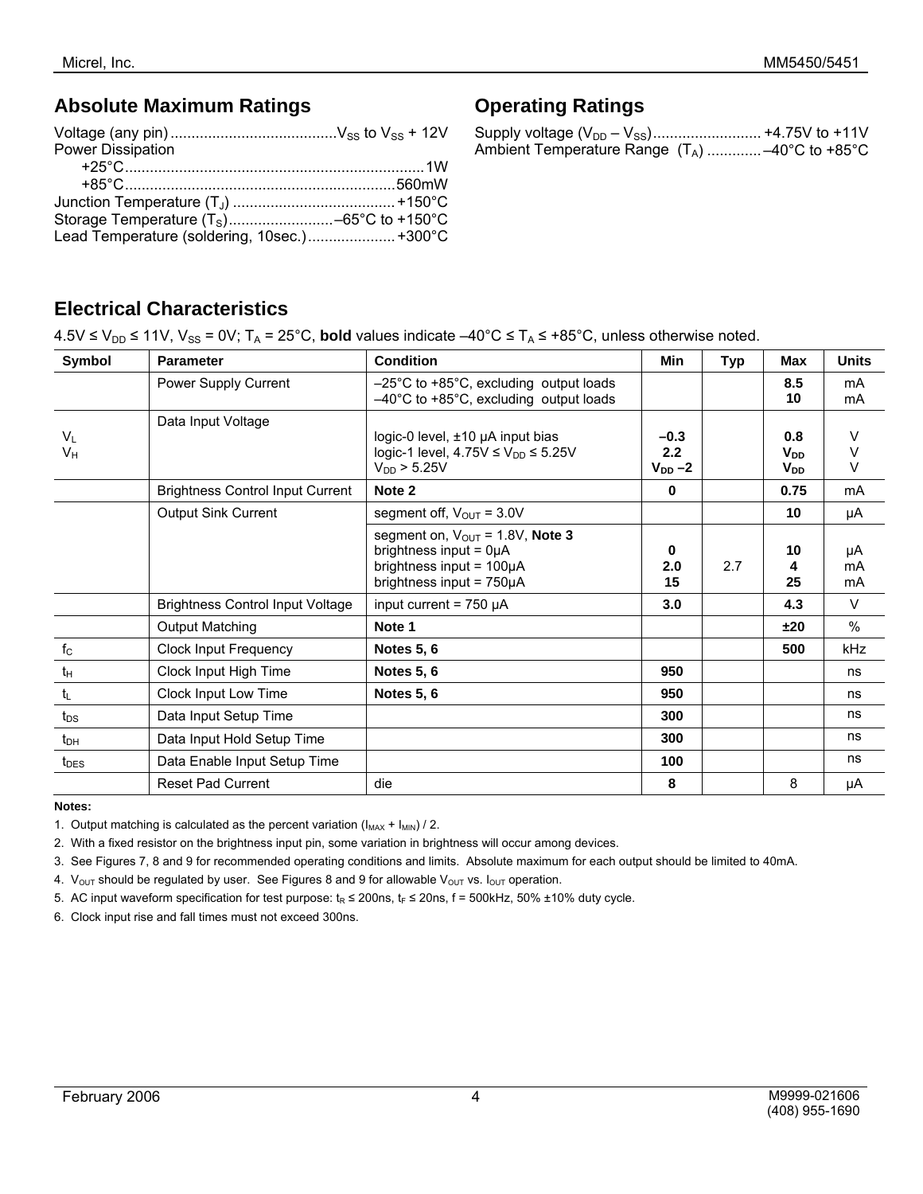## Absolute Maximum Ratings

Voltage (any pin) ........................................ $V_{SS}$ to $V_{SS}$ + 12V
Power Dissipation
+25°C ........................................................................ 1W
+85°C ................................................................ 560mW
Junction Temperature ($T_J$) ....................................... +150°C
Storage Temperature ($T_S$) ......................... –65°C to +150°C
Lead Temperature (soldering, 10sec.) ..................... +300°C

## Operating Ratings

Supply voltage ($V_{DD}$ – $V_{SS}$) .......................... +4.75V to +11V
Ambient Temperature Range ($T_A$) ............. –40°C to +85°C

## Electrical Characteristics

4.5V ≤ $V_{DD}$ ≤ 11V, $V_{SS}$ = 0V; $T_A$ = 25°C, **bold** values indicate –40°C ≤ $T_A$ ≤ +85°C, unless otherwise noted.

| Symbol | Parameter | Condition | Min | Typ | Max | Units |
|---|---|---|---|---|---|---|
| | Power Supply Current | –25°C to +85°C, excluding output loads<br>–40°C to +85°C, excluding output loads | | | **8.5**<br>**10** | mA<br>mA |
| <br>$V_L$<br>$V_H$ | Data Input Voltage | <br>logic-0 level, ±10 µA input bias<br>logic-1 level, 4.75V ≤ $V_{DD}$ ≤ 5.25V<br>$V_{DD}$ > 5.25V | <br>**–0.3**<br>**2.2**<br>**$V_{DD}$ –2** | | <br>**0.8**<br>**$V_{DD}$**<br>**$V_{DD}$** | <br>V<br>V<br>V |
| | Brightness Control Input Current | **Note 2** | **0** | | **0.75** | mA |
| | Output Sink Current | segment off, $V_{OUT}$ = 3.0V | | | **10** | µA |
| | | segment on, $V_{OUT}$ = 1.8V, **Note 3**<br>brightness input = 0µA<br>brightness input = 100µA<br>brightness input = 750µA | <br>**0**<br>**2.0**<br>**15** | 2.7 | <br>**10**<br>**4**<br>**25** | <br>µA<br>mA<br>mA |
| | Brightness Control Input Voltage | input current = 750 µA | **3.0** | | **4.3** | V |
| | Output Matching | **Note 1** | | | **±20** | % |
| $f_C$ | Clock Input Frequency | **Notes 5, 6** | | | **500** | kHz |
| $t_H$ | Clock Input High Time | **Notes 5, 6** | **950** | | | ns |
| $t_L$ | Clock Input Low Time | **Notes 5, 6** | **950** | | | ns |
| $t_{DS}$ | Data Input Setup Time | | **300** | | | ns |
| $t_{DH}$ | Data Input Hold Setup Time | | **300** | | | ns |
| $t_{DES}$ | Data Enable Input Setup Time | | **100** | | | ns |
| | Reset Pad Current | die | **8** | | 8 | µA |

**Notes:**

1. Output matching is calculated as the percent variation ($I_{MAX}$ + $I_{MIN}$) / 2.
2. With a fixed resistor on the brightness input pin, some variation in brightness will occur among devices.
3. See Figures 7, 8 and 9 for recommended operating conditions and limits. Absolute maximum for each output should be limited to 40mA.
4. $V_{OUT}$ should be regulated by user. See Figures 8 and 9 for allowable $V_{OUT}$ vs. $I_{OUT}$ operation.
5. AC input waveform specification for test purpose: $t_R$ ≤ 200ns, $t_F$ ≤ 20ns, f = 500kHz, 50% ±10% duty cycle.
6. Clock input rise and fall times must not exceed 300ns.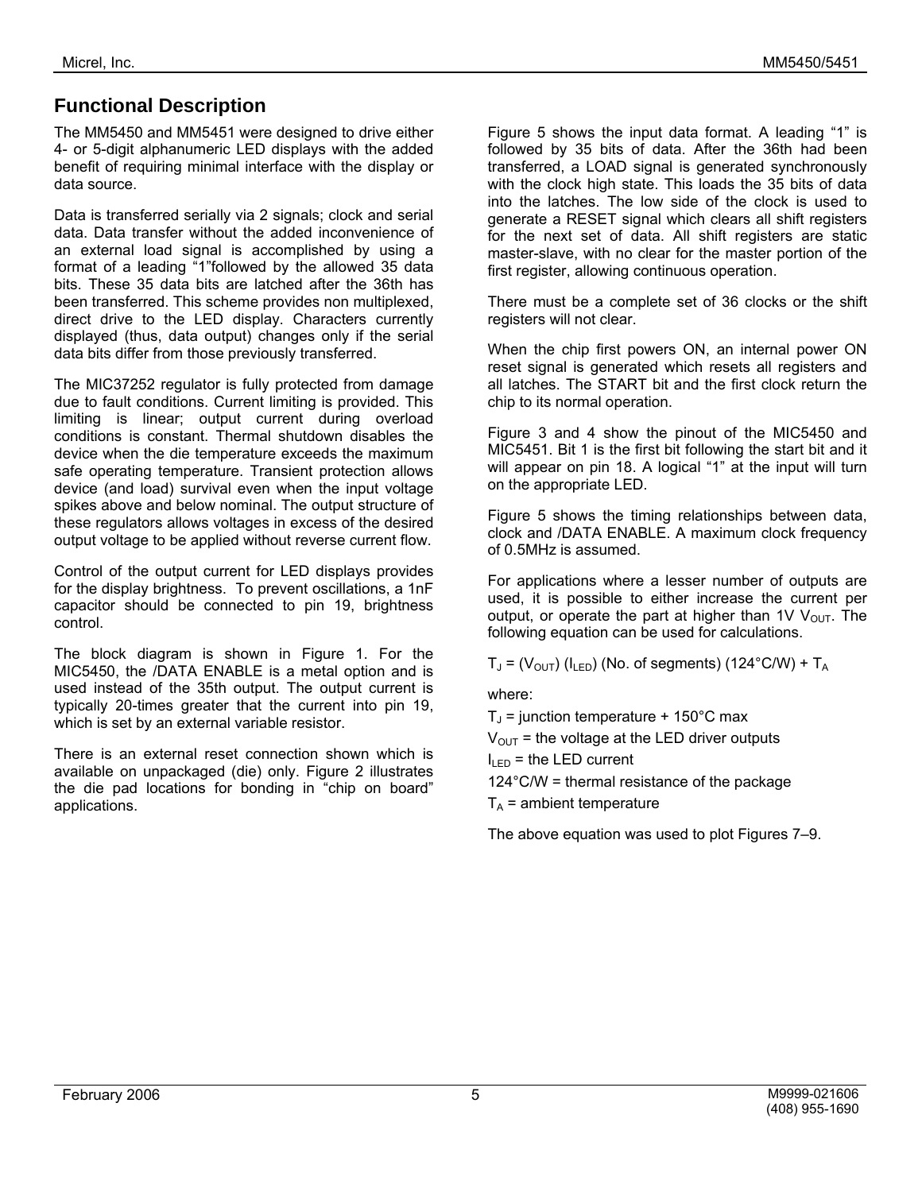# Functional Description

The MM5450 and MM5451 were designed to drive either 4- or 5-digit alphanumeric LED displays with the added benefit of requiring minimal interface with the display or data source.

Data is transferred serially via 2 signals; clock and serial data. Data transfer without the added inconvenience of an external load signal is accomplished by using a format of a leading "1"followed by the allowed 35 data bits. These 35 data bits are latched after the 36th has been transferred. This scheme provides non multiplexed, direct drive to the LED display. Characters currently displayed (thus, data output) changes only if the serial data bits differ from those previously transferred.

The MIC37252 regulator is fully protected from damage due to fault conditions. Current limiting is provided. This limiting is linear; output current during overload conditions is constant. Thermal shutdown disables the device when the die temperature exceeds the maximum safe operating temperature. Transient protection allows device (and load) survival even when the input voltage spikes above and below nominal. The output structure of these regulators allows voltages in excess of the desired output voltage to be applied without reverse current flow.

Control of the output current for LED displays provides for the display brightness. To prevent oscillations, a 1nF capacitor should be connected to pin 19, brightness control.

The block diagram is shown in Figure 1. For the MIC5450, the /DATA ENABLE is a metal option and is used instead of the 35th output. The output current is typically 20-times greater that the current into pin 19, which is set by an external variable resistor.

There is an external reset connection shown which is available on unpackaged (die) only. Figure 2 illustrates the die pad locations for bonding in "chip on board" applications.

Figure 5 shows the input data format. A leading "1" is followed by 35 bits of data. After the 36th had been transferred, a LOAD signal is generated synchronously with the clock high state. This loads the 35 bits of data into the latches. The low side of the clock is used to generate a RESET signal which clears all shift registers for the next set of data. All shift registers are static master-slave, with no clear for the master portion of the first register, allowing continuous operation.

There must be a complete set of 36 clocks or the shift registers will not clear.

When the chip first powers ON, an internal power ON reset signal is generated which resets all registers and all latches. The START bit and the first clock return the chip to its normal operation.

Figure 3 and 4 show the pinout of the MIC5450 and MIC5451. Bit 1 is the first bit following the start bit and it will appear on pin 18. A logical "1" at the input will turn on the appropriate LED.

Figure 5 shows the timing relationships between data, clock and /DATA ENABLE. A maximum clock frequency of 0.5MHz is assumed.

For applications where a lesser number of outputs are used, it is possible to either increase the current per output, or operate the part at higher than 1V $V_{OUT}$. The following equation can be used for calculations.

$$T_J = (V_{OUT})\,(I_{LED})\,(\text{No. of segments})\,(124°C/W) + T_A$$

where:

$T_J$ = junction temperature + 150°C max

$V_{OUT}$ = the voltage at the LED driver outputs

$I_{LED}$ = the LED current

124°C/W = thermal resistance of the package

$T_A$ = ambient temperature

The above equation was used to plot Figures 7–9.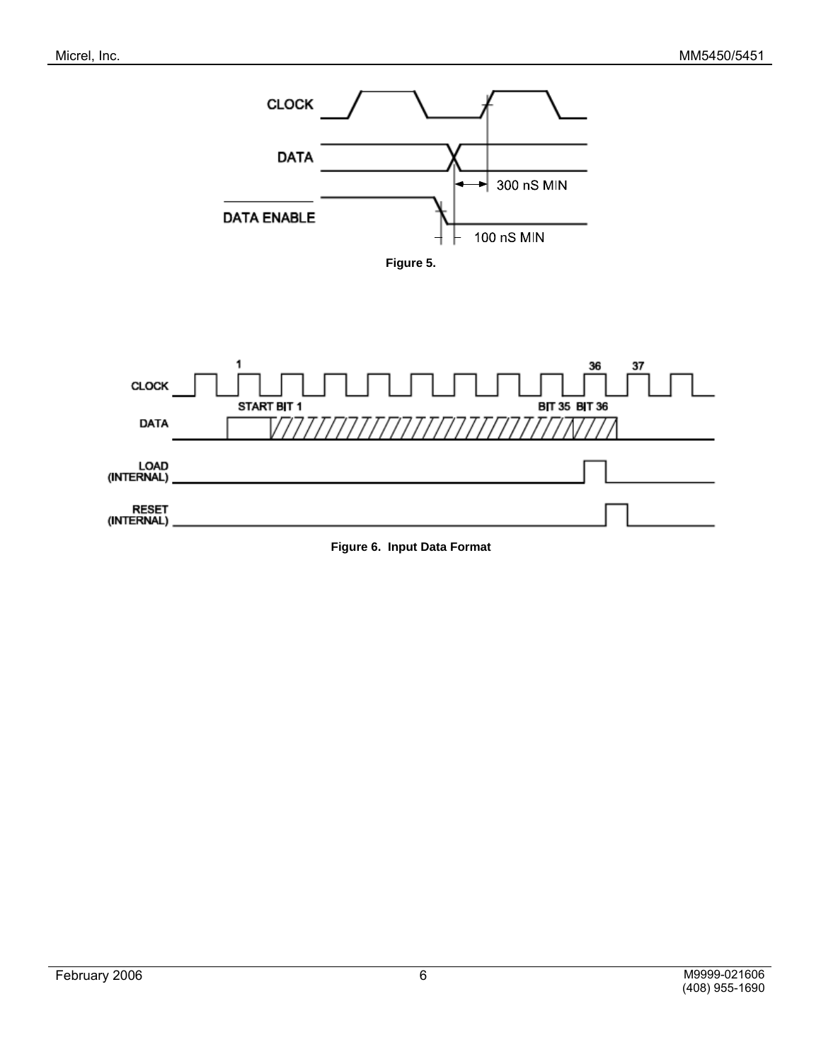CLOCK

DATA

DATA ENABLE

300 nS MIN

100 nS MIN

**Figure 5.**

CLOCK

DATA

LOAD (INTERNAL)

RESET (INTERNAL)

1

36

37

START BIT 1

BIT 35

BIT 36

**Figure 6. Input Data Format**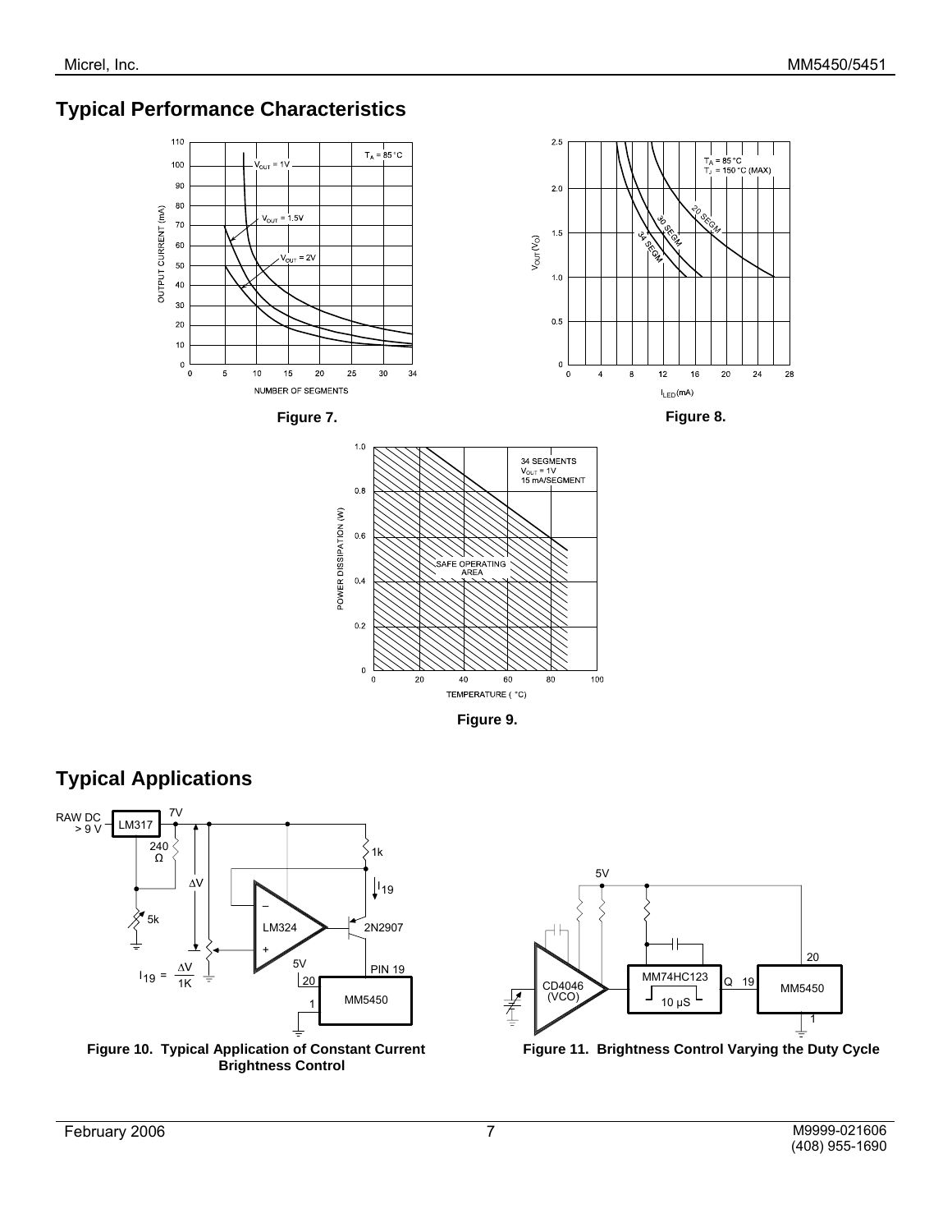## Typical Performance Characteristics

Figure 7.

Figure 8.

Figure 9.

## Typical Applications

Figure 10. Typical Application of Constant Current Brightness Control

Figure 11. Brightness Control Varying the Duty Cycle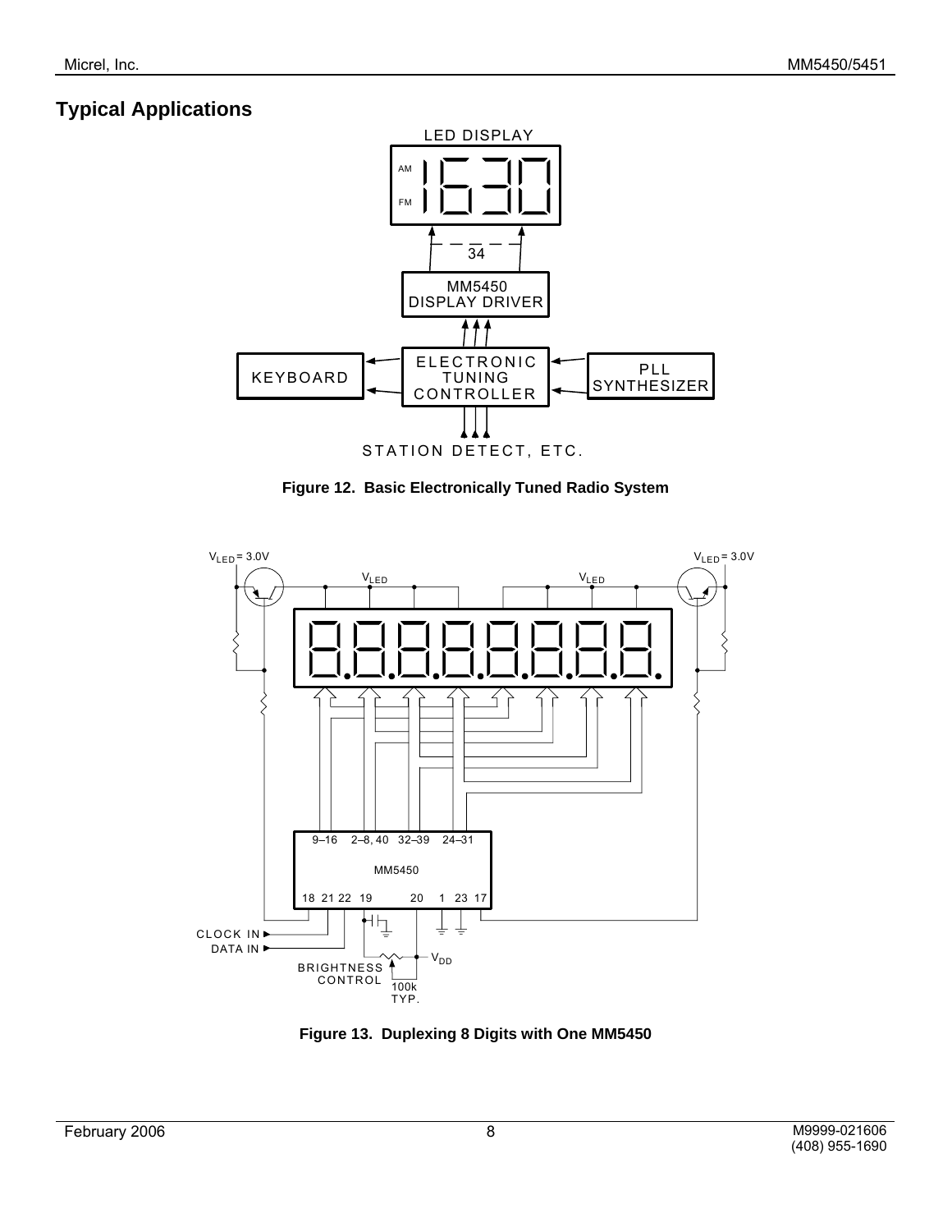## Typical Applications

Figure 12. Basic Electronically Tuned Radio System

Figure 13. Duplexing 8 Digits with One MM5450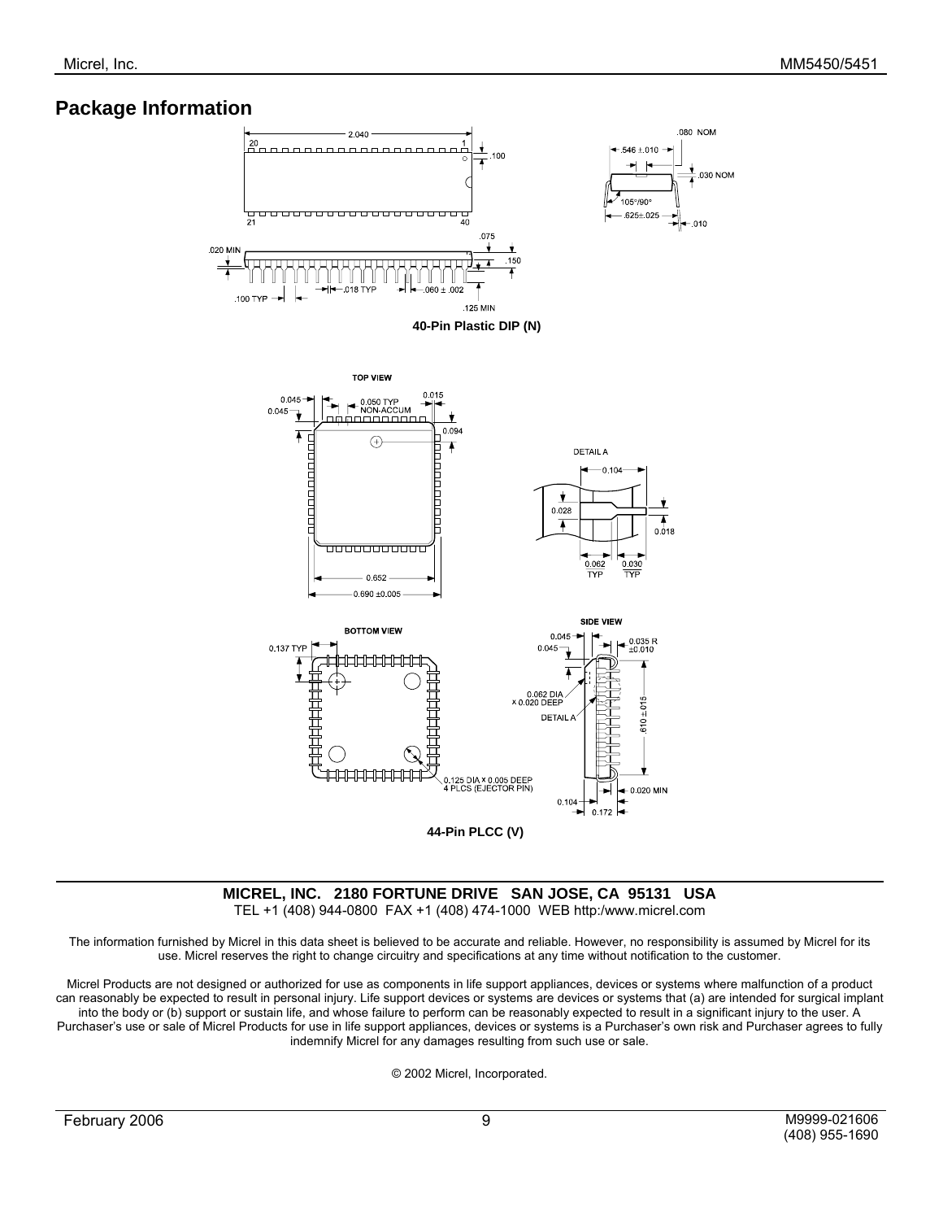## Package Information

2.040
20
1
.100
21
40
.080 NOM
.546 ±.010
.030 NOM
105°/90°
.625±.025
.010
.075
.020 MIN
.150
.100 TYP
.018 TYP
.060 ± .002
.125 MIN

**40-Pin Plastic DIP (N)**

TOP VIEW
0.045
0.045
0.050 TYP NON-ACCUM
0.015
0.094
0.652
0.690 ±0.005

DETAIL A
0.104
0.028
0.018
0.062 TYP
0.030 TYP

BOTTOM VIEW
0.137 TYP
0.125 DIA x 0.005 DEEP 4 PLCS (EJECTOR PIN)

SIDE VIEW
0.045
0.045
0.035 R ±0.010
0.062 DIA x 0.020 DEEP
DETAIL A
.610 ±.015
0.020 MIN
0.104
0.172

**44-Pin PLCC (V)**

---

**MICREL, INC. 2180 FORTUNE DRIVE SAN JOSE, CA 95131 USA**

TEL +1 (408) 944-0800 FAX +1 (408) 474-1000 WEB http:/www.micrel.com

The information furnished by Micrel in this data sheet is believed to be accurate and reliable. However, no responsibility is assumed by Micrel for its use. Micrel reserves the right to change circuitry and specifications at any time without notification to the customer.

Micrel Products are not designed or authorized for use as components in life support appliances, devices or systems where malfunction of a product can reasonably be expected to result in personal injury. Life support devices or systems are devices or systems that (a) are intended for surgical implant into the body or (b) support or sustain life, and whose failure to perform can be reasonably expected to result in a significant injury to the user. A Purchaser's use or sale of Micrel Products for use in life support appliances, devices or systems is a Purchaser's own risk and Purchaser agrees to fully indemnify Micrel for any damages resulting from such use or sale.

© 2002 Micrel, Incorporated.